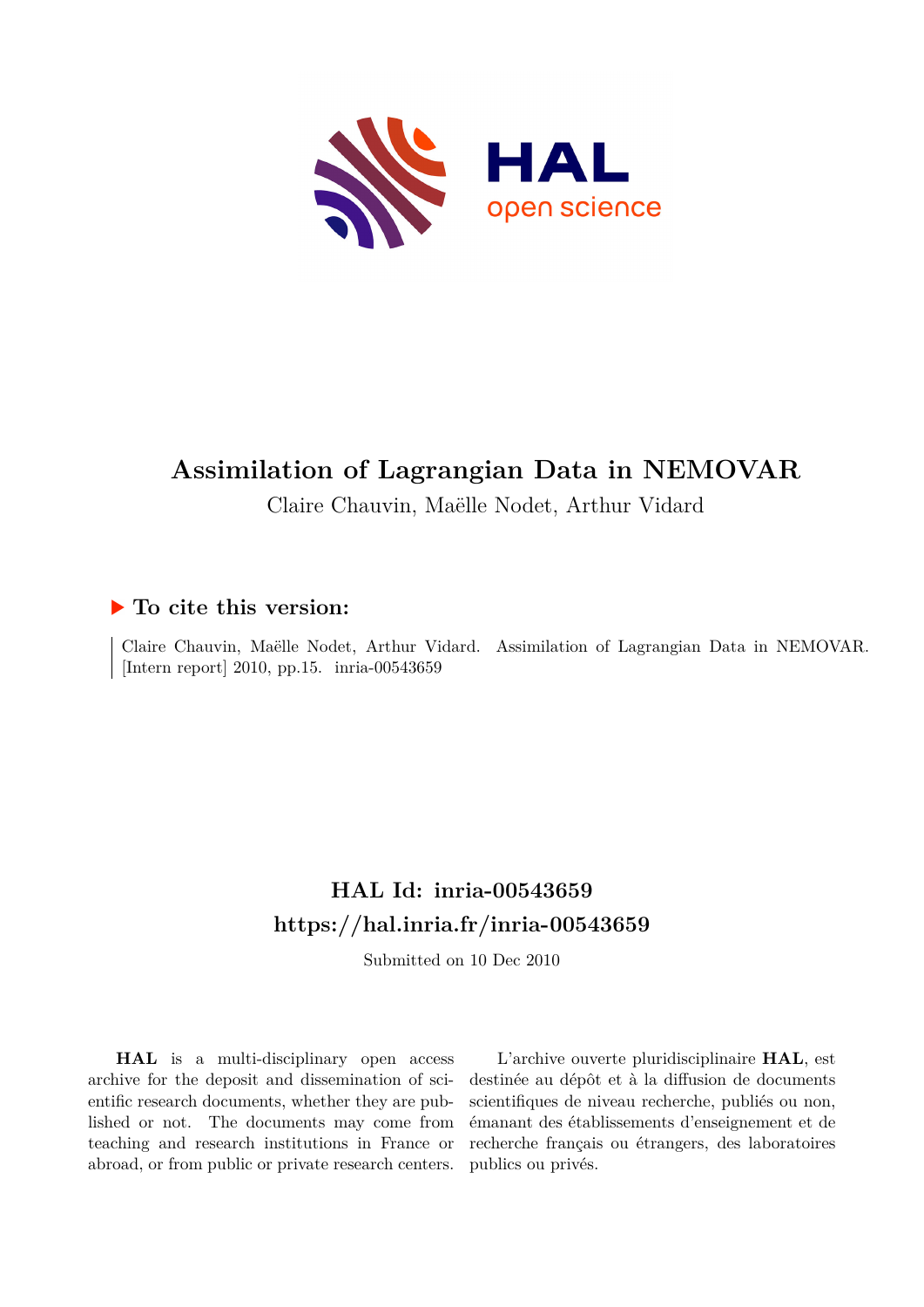# Assimilation of Lagrangian Data in NEMOVAR

Claire Chauvin, Maëlle Nodet, Arthur Vidard

## ▶ To cite this version:

Claire Chauvin, Maëlle Nodet, Arthur Vidard. Assimilation of Lagrangian Data in NEMOVAR. [Intern report] 2010, pp.15. inria-00543659

## HAL Id: inria-00543659

## https://hal.inria.fr/inria-00543659

Submitted on 10 Dec 2010

**HAL** is a multi-disciplinary open access archive for the deposit and dissemination of scientific research documents, whether they are published or not. The documents may come from teaching and research institutions in France or abroad, or from public or private research centers.

L'archive ouverte pluridisciplinaire **HAL**, est destinée au dépôt et à la diffusion de documents scientifiques de niveau recherche, publiés ou non, émanant des établissements d'enseignement et de recherche français ou étrangers, des laboratoires publics ou privés.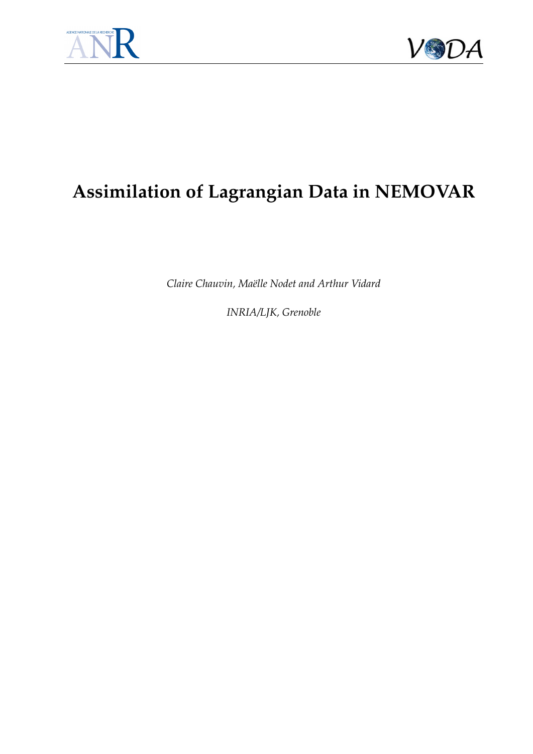# Assimilation of Lagrangian Data in NEMOVAR

*Claire Chauvin, Maëlle Nodet and Arthur Vidard*

*INRIA/LJK, Grenoble*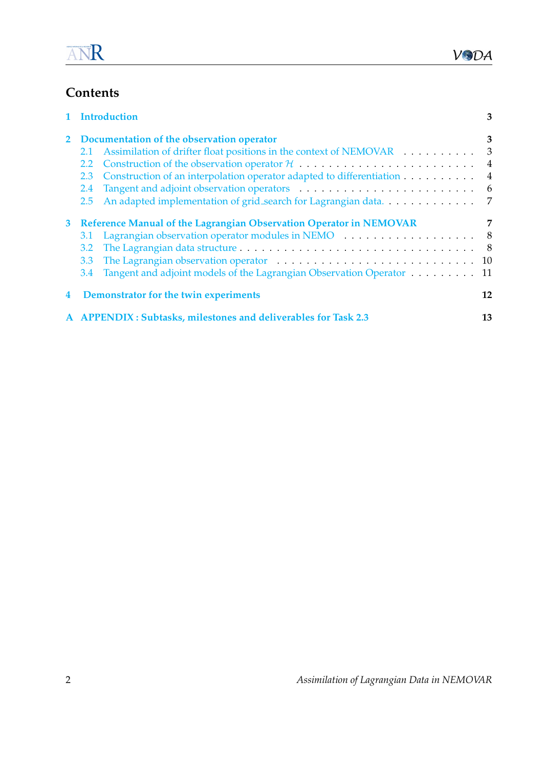# Contents

1 Introduction 3

2 Documentation of the observation operator 3
- 2.1 Assimilation of drifter float positions in the context of NEMOVAR 3
- 2.2 Construction of the observation operator $\mathcal{H}$ 4
- 2.3 Construction of an interpolation operator adapted to differentiation 4
- 2.4 Tangent and adjoint observation operators 6
- 2.5 An adapted implementation of grid_search for Lagrangian data. 7

3 Reference Manual of the Lagrangian Observation Operator in NEMOVAR 7
- 3.1 Lagrangian observation operator modules in NEMO 8
- 3.2 The Lagrangian data structure 8
- 3.3 The Lagrangian observation operator 10
- 3.4 Tangent and adjoint models of the Lagrangian Observation Operator 11

4 Demonstrator for the twin experiments 12

A APPENDIX : Subtasks, milestones and deliverables for Task 2.3 13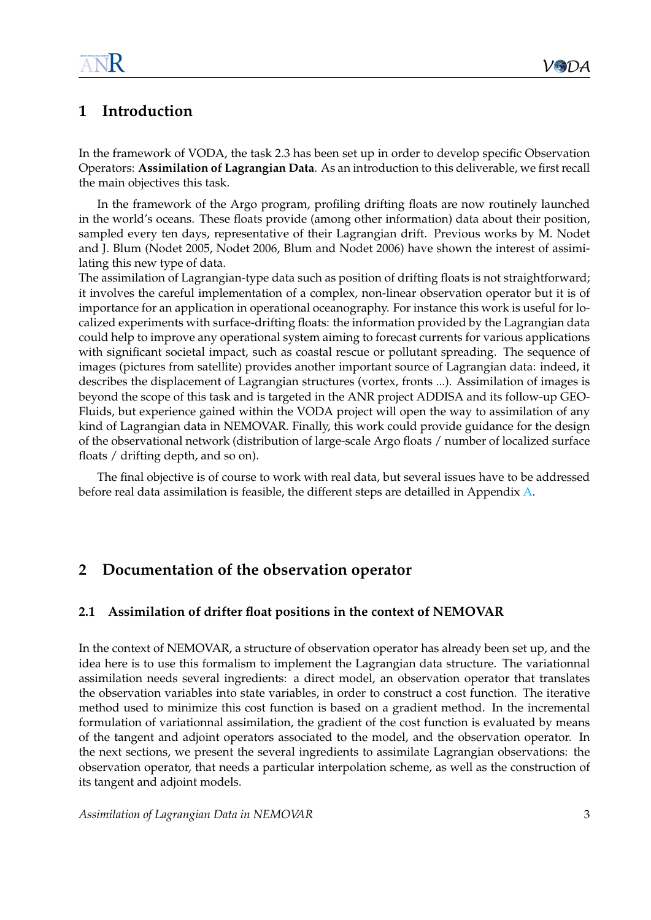# 1 Introduction

In the framework of VODA, the task 2.3 has been set up in order to develop specific Observation Operators: **Assimilation of Lagrangian Data**. As an introduction to this deliverable, we first recall the main objectives this task.

In the framework of the Argo program, profiling drifting floats are now routinely launched in the world's oceans. These floats provide (among other information) data about their position, sampled every ten days, representative of their Lagrangian drift. Previous works by M. Nodet and J. Blum (Nodet 2005, Nodet 2006, Blum and Nodet 2006) have shown the interest of assimilating this new type of data.
The assimilation of Lagrangian-type data such as position of drifting floats is not straightforward; it involves the careful implementation of a complex, non-linear observation operator but it is of importance for an application in operational oceanography. For instance this work is useful for localized experiments with surface-drifting floats: the information provided by the Lagrangian data could help to improve any operational system aiming to forecast currents for various applications with significant societal impact, such as coastal rescue or pollutant spreading. The sequence of images (pictures from satellite) provides another important source of Lagrangian data: indeed, it describes the displacement of Lagrangian structures (vortex, fronts ...). Assimilation of images is beyond the scope of this task and is targeted in the ANR project ADDISA and its follow-up GEO-Fluids, but experience gained within the VODA project will open the way to assimilation of any kind of Lagrangian data in NEMOVAR. Finally, this work could provide guidance for the design of the observational network (distribution of large-scale Argo floats / number of localized surface floats / drifting depth, and so on).

The final objective is of course to work with real data, but several issues have to be addressed before real data assimilation is feasible, the different steps are detailled in Appendix A.

# 2 Documentation of the observation operator

## 2.1 Assimilation of drifter float positions in the context of NEMOVAR

In the context of NEMOVAR, a structure of observation operator has already been set up, and the idea here is to use this formalism to implement the Lagrangian data structure. The variationnal assimilation needs several ingredients: a direct model, an observation operator that translates the observation variables into state variables, in order to construct a cost function. The iterative method used to minimize this cost function is based on a gradient method. In the incremental formulation of variationnal assimilation, the gradient of the cost function is evaluated by means of the tangent and adjoint operators associated to the model, and the observation operator. In the next sections, we present the several ingredients to assimilate Lagrangian observations: the observation operator, that needs a particular interpolation scheme, as well as the construction of its tangent and adjoint models.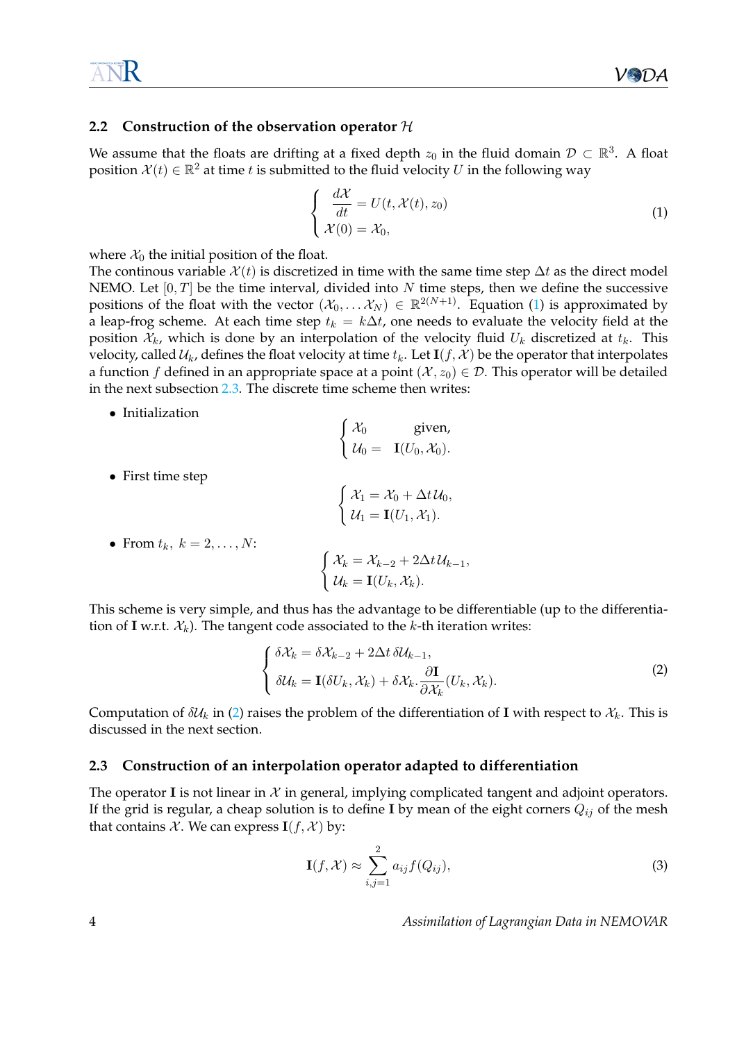### 2.2 Construction of the observation operator $\mathcal{H}$

We assume that the floats are drifting at a fixed depth $z_0$ in the fluid domain $\mathcal{D} \subset \mathbb{R}^3$. A float position $\mathcal{X}(t) \in \mathbb{R}^2$ at time $t$ is submitted to the fluid velocity $U$ in the following way

$$
\begin{cases}
\dfrac{d\mathcal{X}}{dt} = U(t, \mathcal{X}(t), z_0) \\
\mathcal{X}(0) = \mathcal{X}_0,
\end{cases}
\tag{1}
$$

where $\mathcal{X}_0$ the initial position of the float.
The continous variable $\mathcal{X}(t)$ is discretized in time with the same time step $\Delta t$ as the direct model NEMO. Let $[0, T]$ be the time interval, divided into $N$ time steps, then we define the successive positions of the float with the vector $(\mathcal{X}_0, \dots \mathcal{X}_N) \in \mathbb{R}^{2(N+1)}$. Equation (1) is approximated by a leap-frog scheme. At each time step $t_k = k\Delta t$, one needs to evaluate the velocity field at the position $\mathcal{X}_k$, which is done by an interpolation of the velocity fluid $U_k$ discretized at $t_k$. This velocity, called $\mathcal{U}_k$, defines the float velocity at time $t_k$. Let $\mathbf{I}(f, \mathcal{X})$ be the operator that interpolates a function $f$ defined in an appropriate space at a point $(\mathcal{X}, z_0) \in \mathcal{D}$. This operator will be detailed in the next subsection 2.3. The discrete time scheme then writes:

- Initialization

$$
\begin{cases}
\mathcal{X}_0 \quad \text{given}, \\
\mathcal{U}_0 = \mathbf{I}(U_0, \mathcal{X}_0).
\end{cases}
$$

- First time step

$$
\begin{cases}
\mathcal{X}_1 = \mathcal{X}_0 + \Delta t \, \mathcal{U}_0, \\
\mathcal{U}_1 = \mathbf{I}(U_1, \mathcal{X}_1).
\end{cases}
$$

- From $t_k, \; k = 2, \dots, N$:

$$
\begin{cases}
\mathcal{X}_k = \mathcal{X}_{k-2} + 2\Delta t \, \mathcal{U}_{k-1}, \\
\mathcal{U}_k = \mathbf{I}(U_k, \mathcal{X}_k).
\end{cases}
$$

This scheme is very simple, and thus has the advantage to be differentiable (up to the differentiation of $\mathbf{I}$ w.r.t. $\mathcal{X}_k$). The tangent code associated to the $k$-th iteration writes:

$$
\begin{cases}
\delta\mathcal{X}_k = \delta\mathcal{X}_{k-2} + 2\Delta t \, \delta\mathcal{U}_{k-1}, \\
\delta\mathcal{U}_k = \mathbf{I}(\delta U_k, \mathcal{X}_k) + \delta\mathcal{X}_k . \dfrac{\partial \mathbf{I}}{\partial \mathcal{X}_k}(U_k, \mathcal{X}_k).
\end{cases}
\tag{2}
$$

Computation of $\delta\mathcal{U}_k$ in (2) raises the problem of the differentiation of $\mathbf{I}$ with respect to $\mathcal{X}_k$. This is discussed in the next section.

### 2.3 Construction of an interpolation operator adapted to differentiation

The operator $\mathbf{I}$ is not linear in $\mathcal{X}$ in general, implying complicated tangent and adjoint operators. If the grid is regular, a cheap solution is to define $\mathbf{I}$ by mean of the eight corners $Q_{ij}$ of the mesh that contains $\mathcal{X}$. We can express $\mathbf{I}(f, \mathcal{X})$ by:

$$
\mathbf{I}(f, \mathcal{X}) \approx \sum_{i,j=1}^{2} a_{ij} f(Q_{ij}),
\tag{3}
$$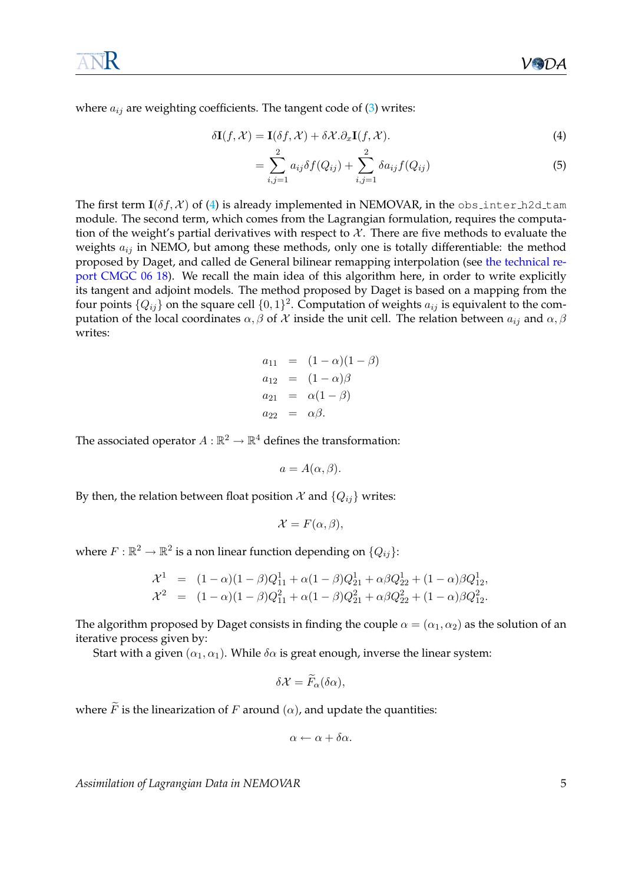where $a_{ij}$ are weighting coefficients. The tangent code of (3) writes:

$$\delta \mathbf{I}(f, \mathcal{X}) = \mathbf{I}(\delta f, \mathcal{X}) + \delta \mathcal{X}.\partial_x \mathbf{I}(f, \mathcal{X}). \tag{4}$$

$$= \sum_{i,j=1}^{2} a_{ij} \delta f(Q_{ij}) + \sum_{i,j=1}^{2} \delta a_{ij} f(Q_{ij}) \tag{5}$$

The first term $\mathbf{I}(\delta f, \mathcal{X})$ of (4) is already implemented in NEMOVAR, in the `obs_inter_h2d_tam` module. The second term, which comes from the Lagrangian formulation, requires the computation of the weight's partial derivatives with respect to $\mathcal{X}$. There are five methods to evaluate the weights $a_{ij}$ in NEMO, but among these methods, only one is totally differentiable: the method proposed by Daget, and called de General bilinear remapping interpolation (see the technical report CMGC 06 18). We recall the main idea of this algorithm here, in order to write explicitly its tangent and adjoint models. The method proposed by Daget is based on a mapping from the four points $\{Q_{ij}\}$ on the square cell $\{0, 1\}^2$. Computation of weights $a_{ij}$ is equivalent to the computation of the local coordinates $\alpha, \beta$ of $\mathcal{X}$ inside the unit cell. The relation between $a_{ij}$ and $\alpha, \beta$ writes:

$$\begin{aligned}
a_{11} &= (1-\alpha)(1-\beta) \\
a_{12} &= (1-\alpha)\beta \\
a_{21} &= \alpha(1-\beta) \\
a_{22} &= \alpha\beta.
\end{aligned}$$

The associated operator $A : \mathbb{R}^2 \to \mathbb{R}^4$ defines the transformation:

$$a = A(\alpha, \beta).$$

By then, the relation between float position $\mathcal{X}$ and $\{Q_{ij}\}$ writes:

$$\mathcal{X} = F(\alpha, \beta),$$

where $F : \mathbb{R}^2 \to \mathbb{R}^2$ is a non linear function depending on $\{Q_{ij}\}$:

$$\begin{aligned}
\mathcal{X}^1 &= (1-\alpha)(1-\beta)Q_{11}^1 + \alpha(1-\beta)Q_{21}^1 + \alpha\beta Q_{22}^1 + (1-\alpha)\beta Q_{12}^1, \\
\mathcal{X}^2 &= (1-\alpha)(1-\beta)Q_{11}^2 + \alpha(1-\beta)Q_{21}^2 + \alpha\beta Q_{22}^2 + (1-\alpha)\beta Q_{12}^2.
\end{aligned}$$

The algorithm proposed by Daget consists in finding the couple $\alpha = (\alpha_1, \alpha_2)$ as the solution of an iterative process given by:

Start with a given $(\alpha_1, \alpha_1)$. While $\delta\alpha$ is great enough, inverse the linear system:

$$\delta \mathcal{X} = \widetilde{F}_\alpha(\delta\alpha),$$

where $\widetilde{F}$ is the linearization of $F$ around $(\alpha)$, and update the quantities:

$$\alpha \leftarrow \alpha + \delta\alpha.$$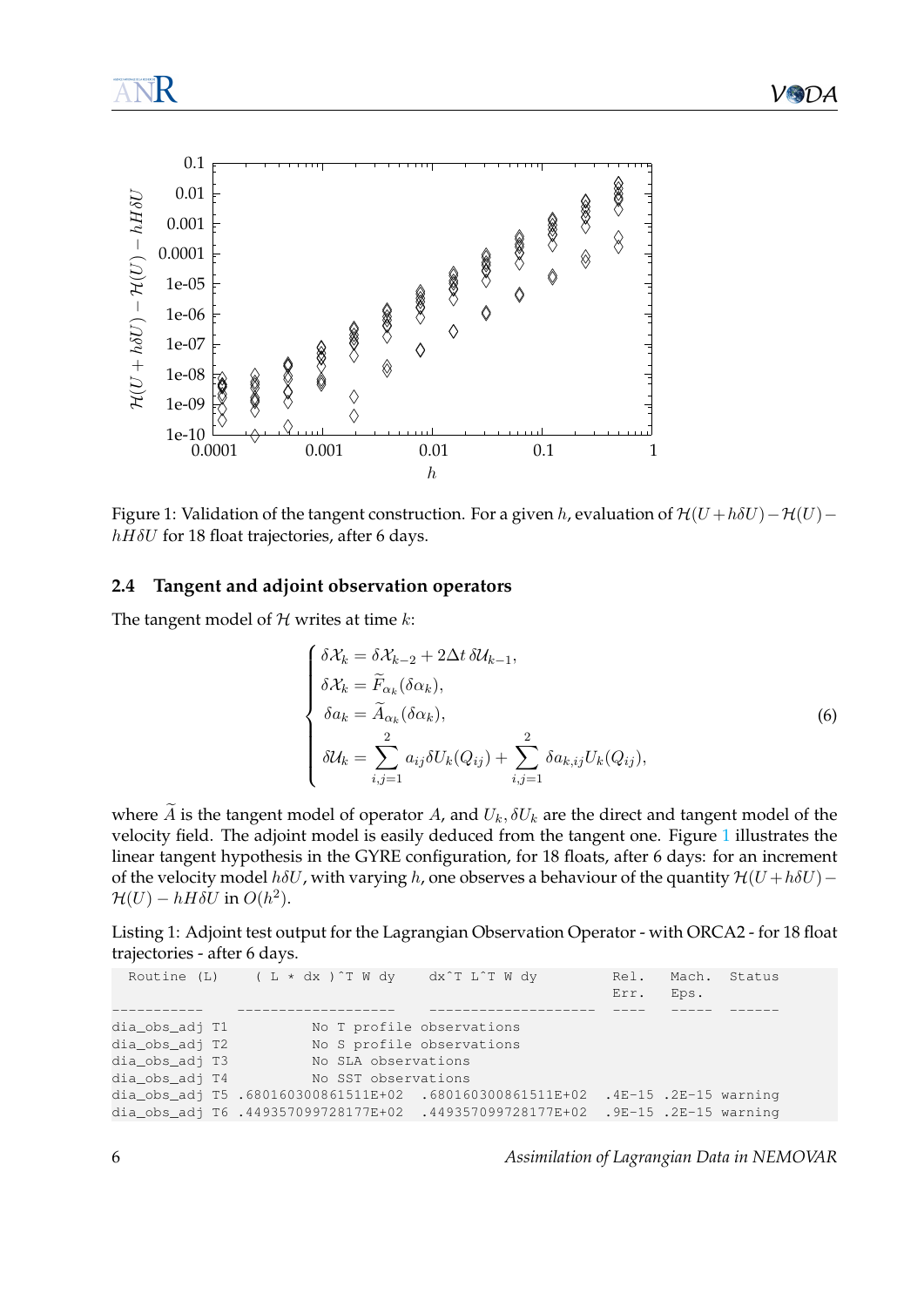Figure 1: Validation of the tangent construction. For a given $h$, evaluation of $\mathcal{H}(U+h\delta U)-\mathcal{H}(U)-hH\delta U$ for 18 float trajectories, after 6 days.

### 2.4 Tangent and adjoint observation operators

The tangent model of $\mathcal{H}$ writes at time $k$:

$$\begin{cases} \delta\mathcal{X}_k = \delta\mathcal{X}_{k-2} + 2\Delta t\, \delta\mathcal{U}_{k-1}, \\ \delta\mathcal{X}_k = \widetilde{F}_{\alpha_k}(\delta\alpha_k), \\ \delta a_k = \widetilde{A}_{\alpha_k}(\delta\alpha_k), \\ \delta\mathcal{U}_k = \displaystyle\sum_{i,j=1}^{2} a_{ij}\delta U_k(Q_{ij}) + \sum_{i,j=1}^{2} \delta a_{k,ij} U_k(Q_{ij}), \end{cases} \tag{6}$$

where $\widetilde{A}$ is the tangent model of operator $A$, and $U_k, \delta U_k$ are the direct and tangent model of the velocity field. The adjoint model is easily deduced from the tangent one. Figure 1 illustrates the linear tangent hypothesis in the GYRE configuration, for 18 floats, after 6 days: for an increment of the velocity model $h\delta U$, with varying $h$, one observes a behaviour of the quantity $\mathcal{H}(U+h\delta U)-\mathcal{H}(U)-hH\delta U$ in $O(h^2)$.

Listing 1: Adjoint test output for the Lagrangian Observation Operator - with ORCA2 - for 18 float trajectories - after 6 days.

```
   Routine  (L)     ( L * dx )^T W dy    dx^T L^T W dy          Rel.    Mach.  Status
                                                                Err.    Eps.
-----------     -------------------   -------------------   ----    -----   ------
dia_obs_adj T1          No T profile observations
dia_obs_adj T2          No S profile observations
dia_obs_adj T3          No SLA observations
dia_obs_adj T4          No SST observations
dia_obs_adj T5 .680160300861511E+02  .680160300861511E+02  .4E-15 .2E-15 warning
dia_obs_adj T6 .449357099728177E+02  .449357099728177E+02  .9E-15 .2E-15 warning
```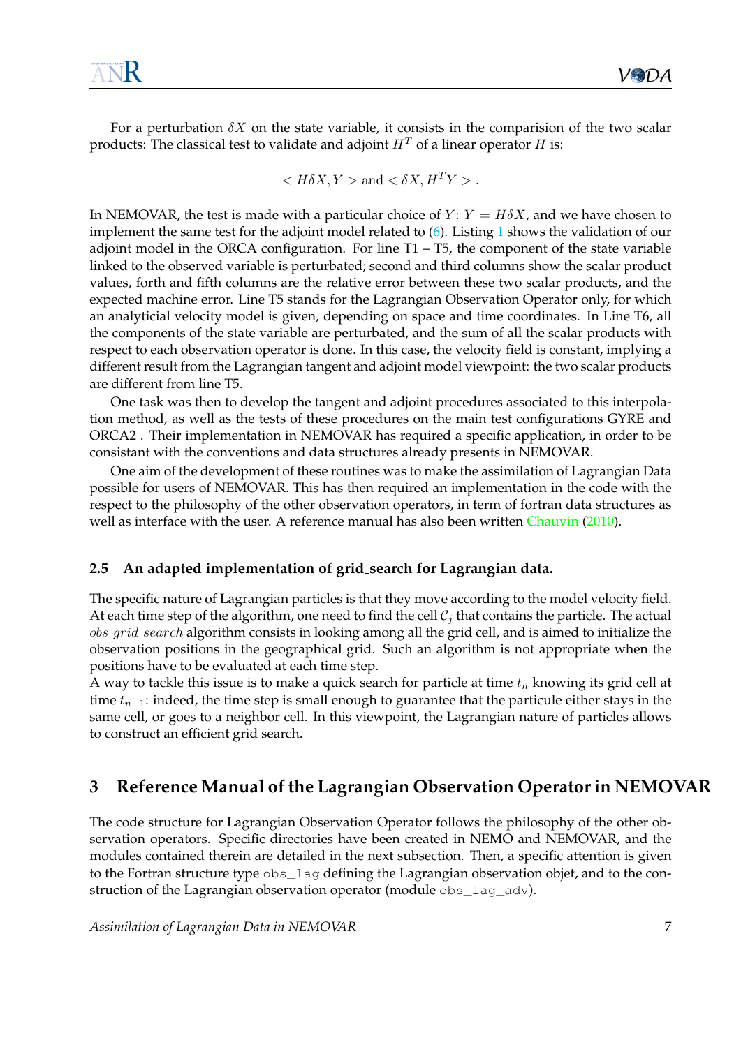For a perturbation $\delta X$ on the state variable, it consists in the comparision of the two scalar products: The classical test to validate and adjoint $H^T$ of a linear operator $H$ is:

$$< H\delta X, Y > \text{and} < \delta X, H^T Y > .$$

In NEMOVAR, the test is made with a particular choice of $Y$: $Y = H\delta X$, and we have chosen to implement the same test for the adjoint model related to (6). Listing 1 shows the validation of our adjoint model in the ORCA configuration. For line T1 – T5, the component of the state variable linked to the observed variable is perturbated; second and third columns show the scalar product values, forth and fifth columns are the relative error between these two scalar products, and the expected machine error. Line T5 stands for the Lagrangian Observation Operator only, for which an analyticial velocity model is given, depending on space and time coordinates. In Line T6, all the components of the state variable are perturbated, and the sum of all the scalar products with respect to each observation operator is done. In this case, the velocity field is constant, implying a different result from the Lagrangian tangent and adjoint model viewpoint: the two scalar products are different from line T5.

One task was then to develop the tangent and adjoint procedures associated to this interpolation method, as well as the tests of these procedures on the main test configurations GYRE and ORCA2 . Their implementation in NEMOVAR has required a specific application, in order to be consistant with the conventions and data structures already presents in NEMOVAR.

One aim of the development of these routines was to make the assimilation of Lagrangian Data possible for users of NEMOVAR. This has then required an implementation in the code with the respect to the philosophy of the other observation operators, in term of fortran data structures as well as interface with the user. A reference manual has also been written Chauvin (2010).

### 2.5 An adapted implementation of grid_search for Lagrangian data.

The specific nature of Lagrangian particles is that they move according to the model velocity field. At each time step of the algorithm, one need to find the cell $\mathcal{C}_j$ that contains the particle. The actual $obs\_grid\_search$ algorithm consists in looking among all the grid cell, and is aimed to initialize the observation positions in the geographical grid. Such an algorithm is not appropriate when the positions have to be evaluated at each time step.
A way to tackle this issue is to make a quick search for particle at time $t_n$ knowing its grid cell at time $t_{n-1}$: indeed, the time step is small enough to guarantee that the particule either stays in the same cell, or goes to a neighbor cell. In this viewpoint, the Lagrangian nature of particles allows to construct an efficient grid search.

## 3 Reference Manual of the Lagrangian Observation Operator in NEMOVAR

The code structure for Lagrangian Observation Operator follows the philosophy of the other observation operators. Specific directories have been created in NEMO and NEMOVAR, and the modules contained therein are detailed in the next subsection. Then, a specific attention is given to the Fortran structure type `obs_lag` defining the Lagrangian observation objet, and to the construction of the Lagrangian observation operator (module `obs_lag_adv`).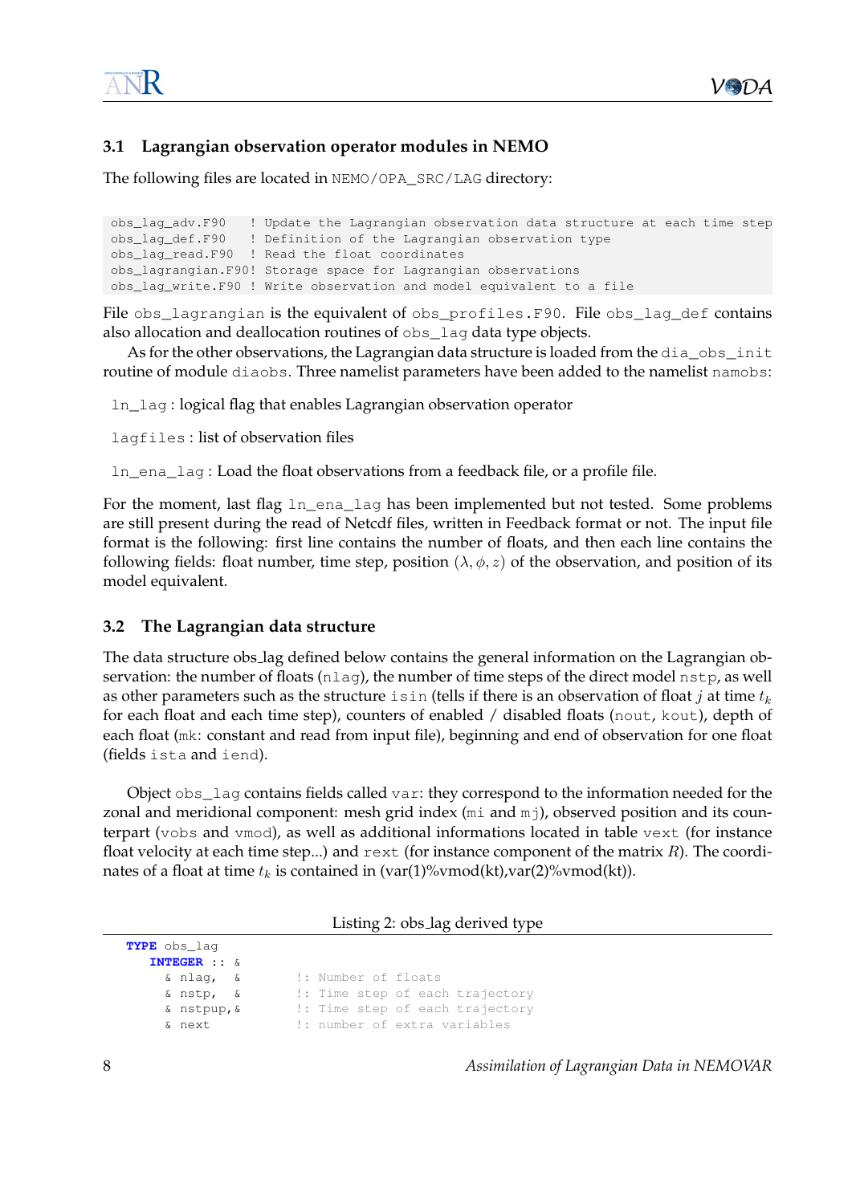### 3.1 Lagrangian observation operator modules in NEMO

The following files are located in NEMO/OPA_SRC/LAG directory:

```
obs_lag_adv.F90    ! Update the Lagrangian observation data structure at each time step
obs_lag_def.F90    ! Definition of the Lagrangian observation type
obs_lag_read.F90   ! Read the float coordinates
obs_lagrangian.F90! Storage space for Lagrangian observations
obs_lag_write.F90 ! Write observation and model equivalent to a file
```

File obs_lagrangian is the equivalent of obs_profiles.F90. File obs_lag_def contains also allocation and deallocation routines of obs_lag data type objects.

As for the other observations, the Lagrangian data structure is loaded from the dia_obs_init routine of module diaobs. Three namelist parameters have been added to the namelist namobs:

ln_lag : logical flag that enables Lagrangian observation operator

lagfiles : list of observation files

ln_ena_lag : Load the float observations from a feedback file, or a profile file.

For the moment, last flag ln_ena_lag has been implemented but not tested. Some problems are still present during the read of Netcdf files, written in Feedback format or not. The input file format is the following: first line contains the number of floats, and then each line contains the following fields: float number, time step, position $(\lambda, \phi, z)$ of the observation, and position of its model equivalent.

### 3.2 The Lagrangian data structure

The data structure obs_lag defined below contains the general information on the Lagrangian observation: the number of floats (nlag), the number of time steps of the direct model nstp, as well as other parameters such as the structure isin (tells if there is an observation of float $j$ at time $t_k$ for each float and each time step), counters of enabled / disabled floats (nout, kout), depth of each float (mk: constant and read from input file), beginning and end of observation for one float (fields ista and iend).

Object obs_lag contains fields called var: they correspond to the information needed for the zonal and meridional component: mesh grid index (mi and mj), observed position and its counterpart (vobs and vmod), as well as additional informations located in table vext (for instance float velocity at each time step...) and rext (for instance component of the matrix $R$). The coordinates of a float at time $t_k$ is contained in (var(1)%vmod(kt),var(2)%vmod(kt)).

Listing 2: obs_lag derived type

```
TYPE obs_lag
   INTEGER :: &
     & nlag,   &          !: Number of floats
     & nstp,   &          !: Time step of each trajectory
     & nstpup, &          !: Time step of each trajectory
     & next               !: number of extra variables
```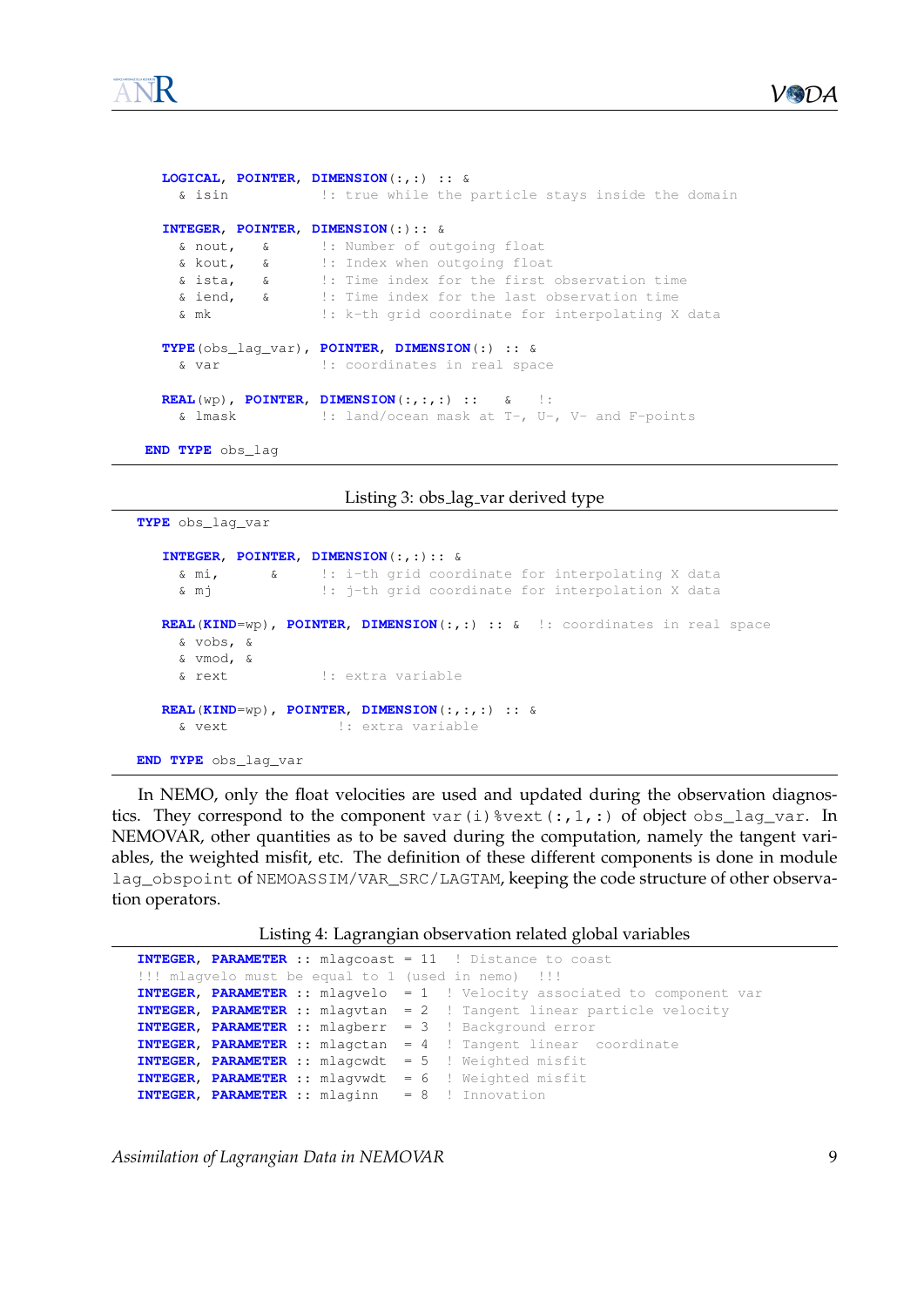```fortran
   LOGICAL, POINTER, DIMENSION(:,:) :: &
     & isin            !: true while the particle stays inside the domain

   INTEGER, POINTER, DIMENSION(:):: &
     & nout,   &       !: Number of outgoing float
     & kout,   &       !: Index when outgoing float
     & ista,   &       !: Time index for the first observation time
     & iend,   &       !: Time index for the last observation time
     & mk              !: k-th grid coordinate for interpolating X data

   TYPE(obs_lag_var), POINTER, DIMENSION(:) :: &
     & var             !: coordinates in real space

   REAL(wp), POINTER, DIMENSION(:,:,:) ::   &    !:
     & lmask           !: land/ocean mask at T-, U-, V- and F-points

  END TYPE obs_lag
```

Listing 3: obs_lag_var derived type

```fortran
TYPE obs_lag_var

   INTEGER, POINTER, DIMENSION(:,:):: &
     & mi,      &      !: i-th grid coordinate for interpolating X data
     & mj              !: j-th grid coordinate for interpolation X data

   REAL(KIND=wp), POINTER, DIMENSION(:,:) :: &  !: coordinates in real space
     & vobs, &
     & vmod, &
     & rext            !: extra variable

   REAL(KIND=wp), POINTER, DIMENSION(:,:,:) :: &
     & vext              !: extra variable

END TYPE obs_lag_var
```

In NEMO, only the float velocities are used and updated during the observation diagnostics. They correspond to the component `var(i)%vext(:,1,:)` of object `obs_lag_var`. In NEMOVAR, other quantities as to be saved during the computation, namely the tangent variables, the weighted misfit, etc. The definition of these different components is done in module `lag_obspoint` of `NEMOASSIM/VAR_SRC/LAGTAM`, keeping the code structure of other observation operators.

Listing 4: Lagrangian observation related global variables

```fortran
INTEGER, PARAMETER :: mlagcoast = 11  ! Distance to coast
!!! mlagvelo must be equal to 1 (used in nemo)  !!!
INTEGER, PARAMETER :: mlagvelo  = 1  ! Velocity associated to component var
INTEGER, PARAMETER :: mlagvtan  = 2  ! Tangent linear particle velocity
INTEGER, PARAMETER :: mlagberr  = 3  ! Background error
INTEGER, PARAMETER :: mlagctan  = 4  ! Tangent linear  coordinate
INTEGER, PARAMETER :: mlagcwdt  = 5  ! Weighted misfit
INTEGER, PARAMETER :: mlagvwdt  = 6  ! Weighted misfit
INTEGER, PARAMETER :: mlaginn   = 8  ! Innovation
```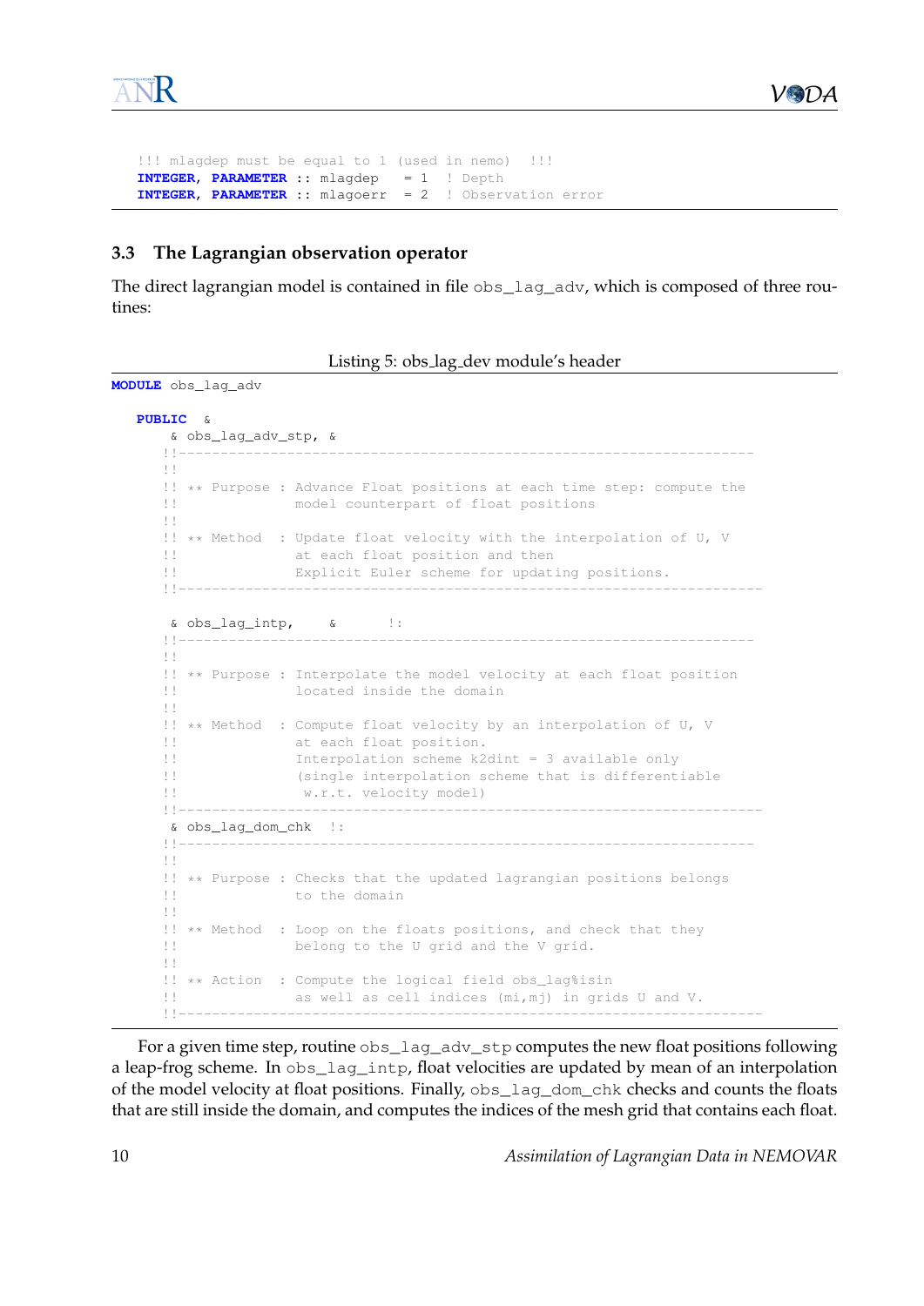```
   !!! mlagdep must be equal to 1 (used in nemo)  !!!
   INTEGER, PARAMETER :: mlagdep   = 1  ! Depth
   INTEGER, PARAMETER :: mlagoerr  = 2  ! Observation error
```

### 3.3 The Lagrangian observation operator

The direct lagrangian model is contained in file `obs_lag_adv`, which is composed of three routines:

Listing 5: obs_lag_dev module's header

```
MODULE obs_lag_adv

   PUBLIC  &
       & obs_lag_adv_stp, &
      !!----------------------------------------------------------------------
      !!
      !! ** Purpose : Advance Float positions at each time step: compute the
      !!              model counterpart of float positions
      !!
      !! ** Method  : Update float velocity with the interpolation of U, V
      !!              at each float position and then
      !!              Explicit Euler scheme for updating positions.
      !!----------------------------------------------------------------------

       & obs_lag_intp,    &      !:
      !!----------------------------------------------------------------------
      !!
      !! ** Purpose : Interpolate the model velocity at each float position
      !!              located inside the domain
      !!
      !! ** Method  : Compute float velocity by an interpolation of U, V
      !!              at each float position.
      !!              Interpolation scheme k2dint = 3 available only
      !!              (single interpolation scheme that is differentiable
      !!               w.r.t. velocity model)
      !!----------------------------------------------------------------------
       & obs_lag_dom_chk  !:
      !!----------------------------------------------------------------------
      !!
      !! ** Purpose : Checks that the updated lagrangian positions belongs
      !!              to the domain
      !!
      !! ** Method  : Loop on the floats positions, and check that they
      !!              belong to the U grid and the V grid.
      !!
      !! ** Action  : Compute the logical field obs_lag%isin
      !!              as well as cell indices (mi,mj) in grids U and V.
      !!----------------------------------------------------------------------
```

For a given time step, routine `obs_lag_adv_stp` computes the new float positions following a leap-frog scheme. In `obs_lag_intp`, float velocities are updated by mean of an interpolation of the model velocity at float positions. Finally, `obs_lag_dom_chk` checks and counts the floats that are still inside the domain, and computes the indices of the mesh grid that contains each float.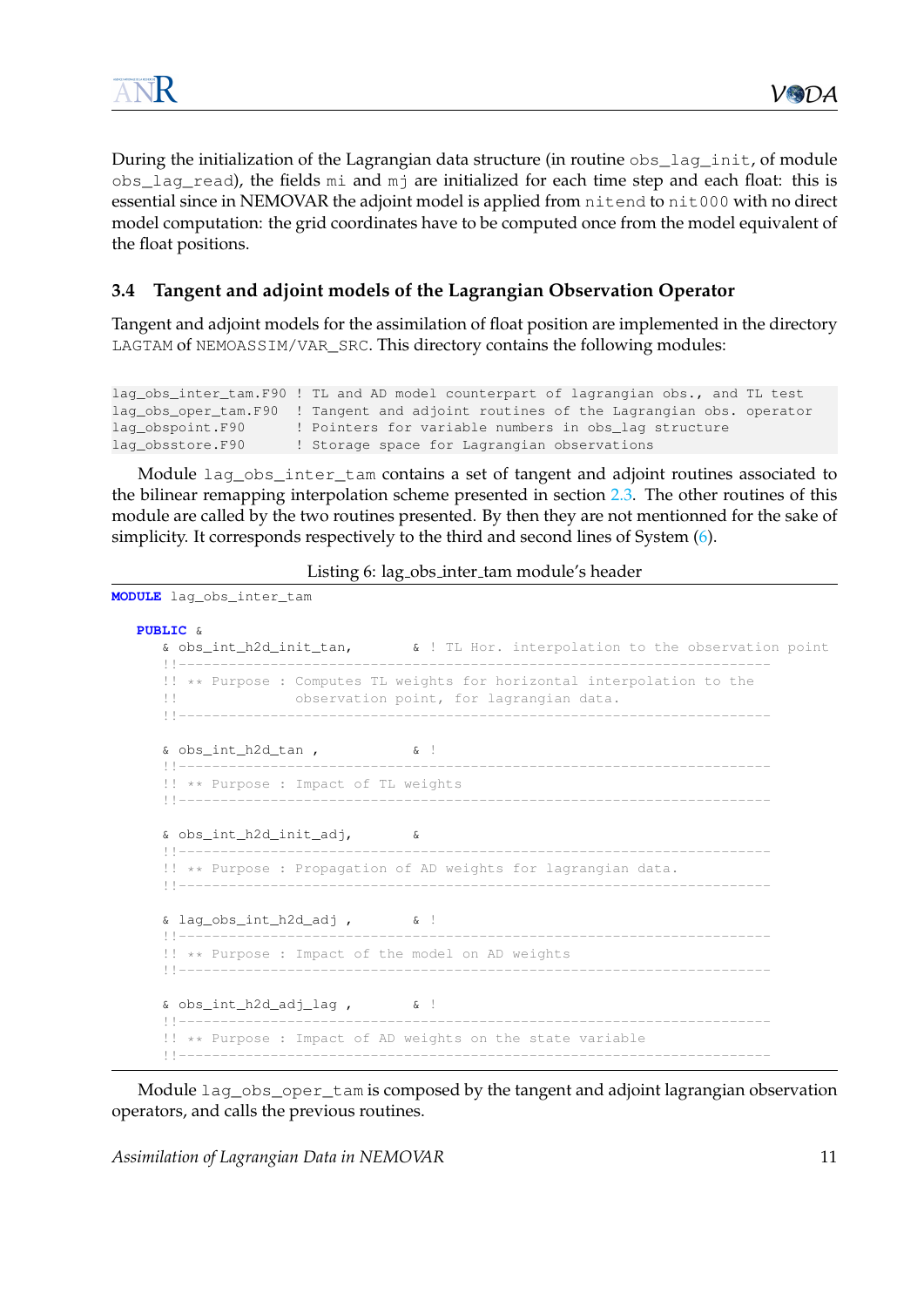During the initialization of the Lagrangian data structure (in routine `obs_lag_init`, of module `obs_lag_read`), the fields `mi` and `mj` are initialized for each time step and each float: this is essential since in NEMOVAR the adjoint model is applied from `nitend` to `nit000` with no direct model computation: the grid coordinates have to be computed once from the model equivalent of the float positions.

### 3.4 Tangent and adjoint models of the Lagrangian Observation Operator

Tangent and adjoint models for the assimilation of float position are implemented in the directory `LAGTAM` of `NEMOASSIM/VAR_SRC`. This directory contains the following modules:

```
lag_obs_inter_tam.F90 ! TL and AD model counterpart of lagrangian obs., and TL test
lag_obs_oper_tam.F90  ! Tangent and adjoint routines of the Lagrangian obs. operator
lag_obspoint.F90      ! Pointers for variable numbers in obs_lag structure
lag_obsstore.F90      ! Storage space for Lagrangian observations
```

Module `lag_obs_inter_tam` contains a set of tangent and adjoint routines associated to the bilinear remapping interpolation scheme presented in section 2.3. The other routines of this module are called by the two routines presented. By then they are not mentioned for the sake of simplicity. It corresponds respectively to the third and second lines of System (6).

Listing 6: lag_obs_inter_tam module's header

```
MODULE lag_obs_inter_tam

   PUBLIC &
      & obs_int_h2d_init_tan,        & ! TL Hor. interpolation to the observation point
      !!-----------------------------------------------------------------------
      !! ** Purpose : Computes TL weights for horizontal interpolation to the
      !!              observation point, for lagrangian data.
      !!-----------------------------------------------------------------------

      & obs_int_h2d_tan ,            & !
      !!-----------------------------------------------------------------------
      !! ** Purpose : Impact of TL weights
      !!-----------------------------------------------------------------------

      & obs_int_h2d_init_adj,        &
      !!-----------------------------------------------------------------------
      !! ** Purpose : Propagation of AD weights for lagrangian data.
      !!-----------------------------------------------------------------------

      & lag_obs_int_h2d_adj ,        & !
      !!-----------------------------------------------------------------------
      !! ** Purpose : Impact of the model on AD weights
      !!-----------------------------------------------------------------------

      & obs_int_h2d_adj_lag ,        & !
      !!-----------------------------------------------------------------------
      !! ** Purpose : Impact of AD weights on the state variable
      !!-----------------------------------------------------------------------
```

Module `lag_obs_oper_tam` is composed by the tangent and adjoint lagrangian observation operators, and calls the previous routines.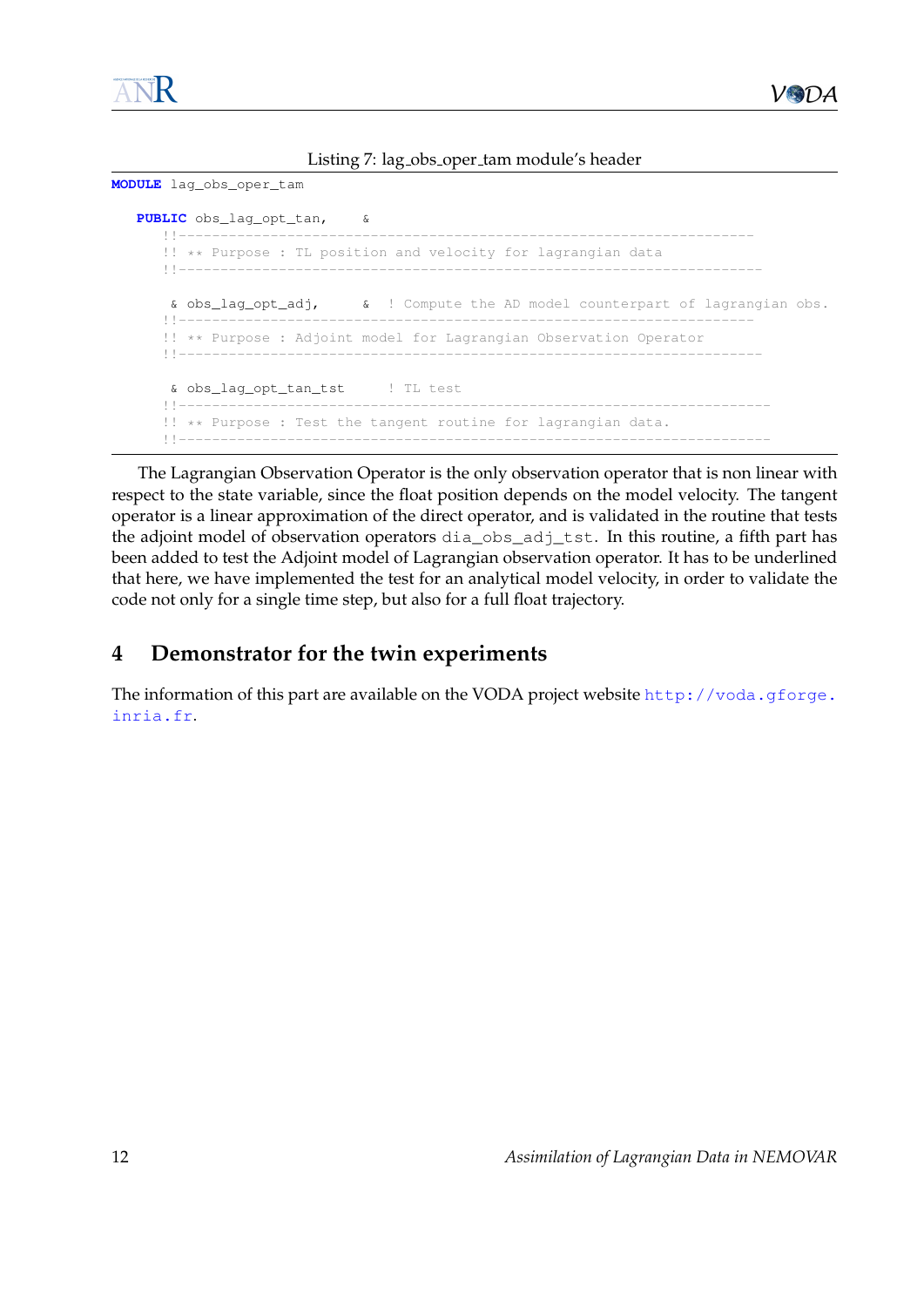Listing 7: lag_obs_oper_tam module's header

```
MODULE lag_obs_oper_tam

   PUBLIC obs_lag_opt_tan,    &
      !!---------------------------------------------------------------------
      !! ** Purpose : TL position and velocity for lagrangian data
      !!----------------------------------------------------------------------

       & obs_lag_opt_adj,     &  ! Compute the AD model counterpart of lagrangian obs.
      !!---------------------------------------------------------------------
      !! ** Purpose : Adjoint model for Lagrangian Observation Operator
      !!----------------------------------------------------------------------

       & obs_lag_opt_tan_tst     ! TL test
      !!-----------------------------------------------------------------------
      !! ** Purpose : Test the tangent routine for lagrangian data.
      !!-----------------------------------------------------------------------
```

The Lagrangian Observation Operator is the only observation operator that is non linear with respect to the state variable, since the float position depends on the model velocity. The tangent operator is a linear approximation of the direct operator, and is validated in the routine that tests the adjoint model of observation operators `dia_obs_adj_tst`. In this routine, a fifth part has been added to test the Adjoint model of Lagrangian observation operator. It has to be underlined that here, we have implemented the test for an analytical model velocity, in order to validate the code not only for a single time step, but also for a full float trajectory.

## 4 Demonstrator for the twin experiments

The information of this part are available on the VODA project website http://voda.gforge.inria.fr.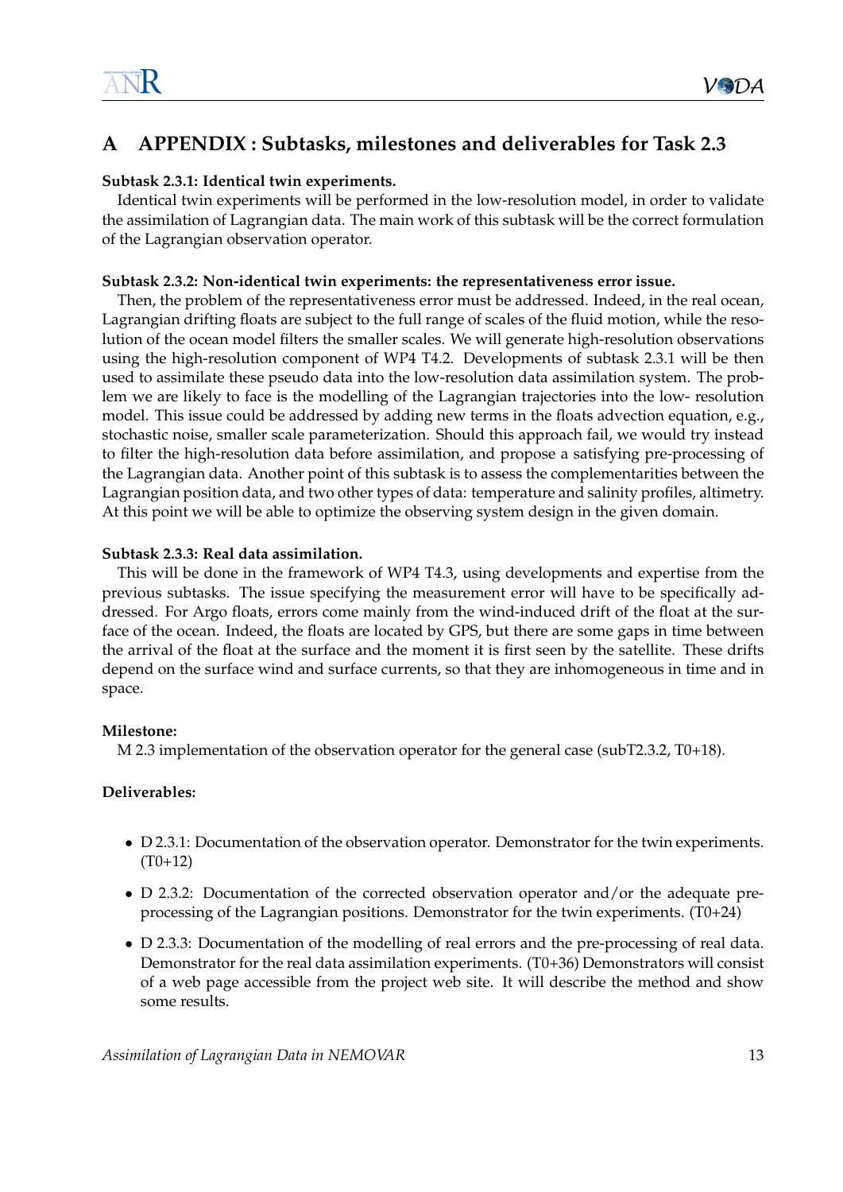# A APPENDIX : Subtasks, milestones and deliverables for Task 2.3

**Subtask 2.3.1: Identical twin experiments.**

Identical twin experiments will be performed in the low-resolution model, in order to validate the assimilation of Lagrangian data. The main work of this subtask will be the correct formulation of the Lagrangian observation operator.

**Subtask 2.3.2: Non-identical twin experiments: the representativeness error issue.**

Then, the problem of the representativeness error must be addressed. Indeed, in the real ocean, Lagrangian drifting floats are subject to the full range of scales of the fluid motion, while the resolution of the ocean model filters the smaller scales. We will generate high-resolution observations using the high-resolution component of WP4 T4.2. Developments of subtask 2.3.1 will be then used to assimilate these pseudo data into the low-resolution data assimilation system. The problem we are likely to face is the modelling of the Lagrangian trajectories into the low- resolution model. This issue could be addressed by adding new terms in the floats advection equation, e.g., stochastic noise, smaller scale parameterization. Should this approach fail, we would try instead to filter the high-resolution data before assimilation, and propose a satisfying pre-processing of the Lagrangian data. Another point of this subtask is to assess the complementarities between the Lagrangian position data, and two other types of data: temperature and salinity profiles, altimetry. At this point we will be able to optimize the observing system design in the given domain.

**Subtask 2.3.3: Real data assimilation.**

This will be done in the framework of WP4 T4.3, using developments and expertise from the previous subtasks. The issue specifying the measurement error will have to be specifically addressed. For Argo floats, errors come mainly from the wind-induced drift of the float at the surface of the ocean. Indeed, the floats are located by GPS, but there are some gaps in time between the arrival of the float at the surface and the moment it is first seen by the satellite. These drifts depend on the surface wind and surface currents, so that they are inhomogeneous in time and in space.

**Milestone:**

M 2.3 implementation of the observation operator for the general case (subT2.3.2, T0+18).

**Deliverables:**

- D 2.3.1: Documentation of the observation operator. Demonstrator for the twin experiments. (T0+12)
- D 2.3.2: Documentation of the corrected observation operator and/or the adequate pre-processing of the Lagrangian positions. Demonstrator for the twin experiments. (T0+24)
- D 2.3.3: Documentation of the modelling of real errors and the pre-processing of real data. Demonstrator for the real data assimilation experiments. (T0+36) Demonstrators will consist of a web page accessible from the project web site. It will describe the method and show some results.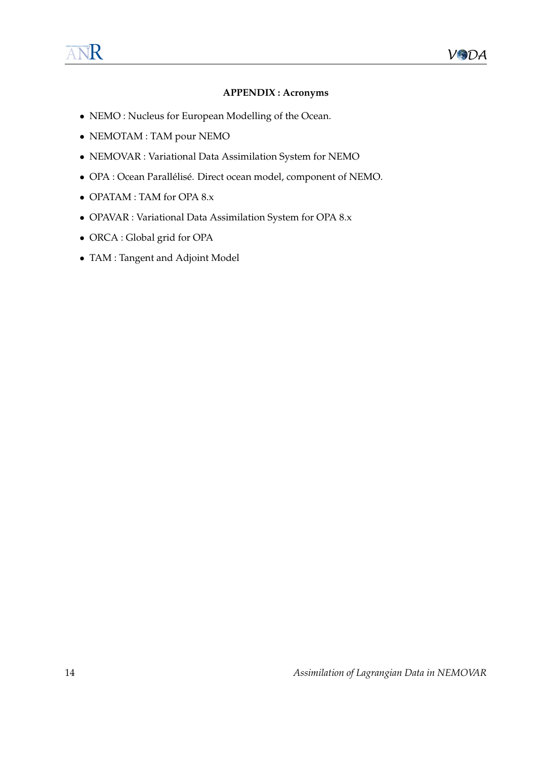## APPENDIX : Acronyms

- NEMO : Nucleus for European Modelling of the Ocean.
- NEMOTAM : TAM pour NEMO
- NEMOVAR : Variational Data Assimilation System for NEMO
- OPA : Ocean Parallélisé. Direct ocean model, component of NEMO.
- OPATAM : TAM for OPA 8.x
- OPAVAR : Variational Data Assimilation System for OPA 8.x
- ORCA : Global grid for OPA
- TAM : Tangent and Adjoint Model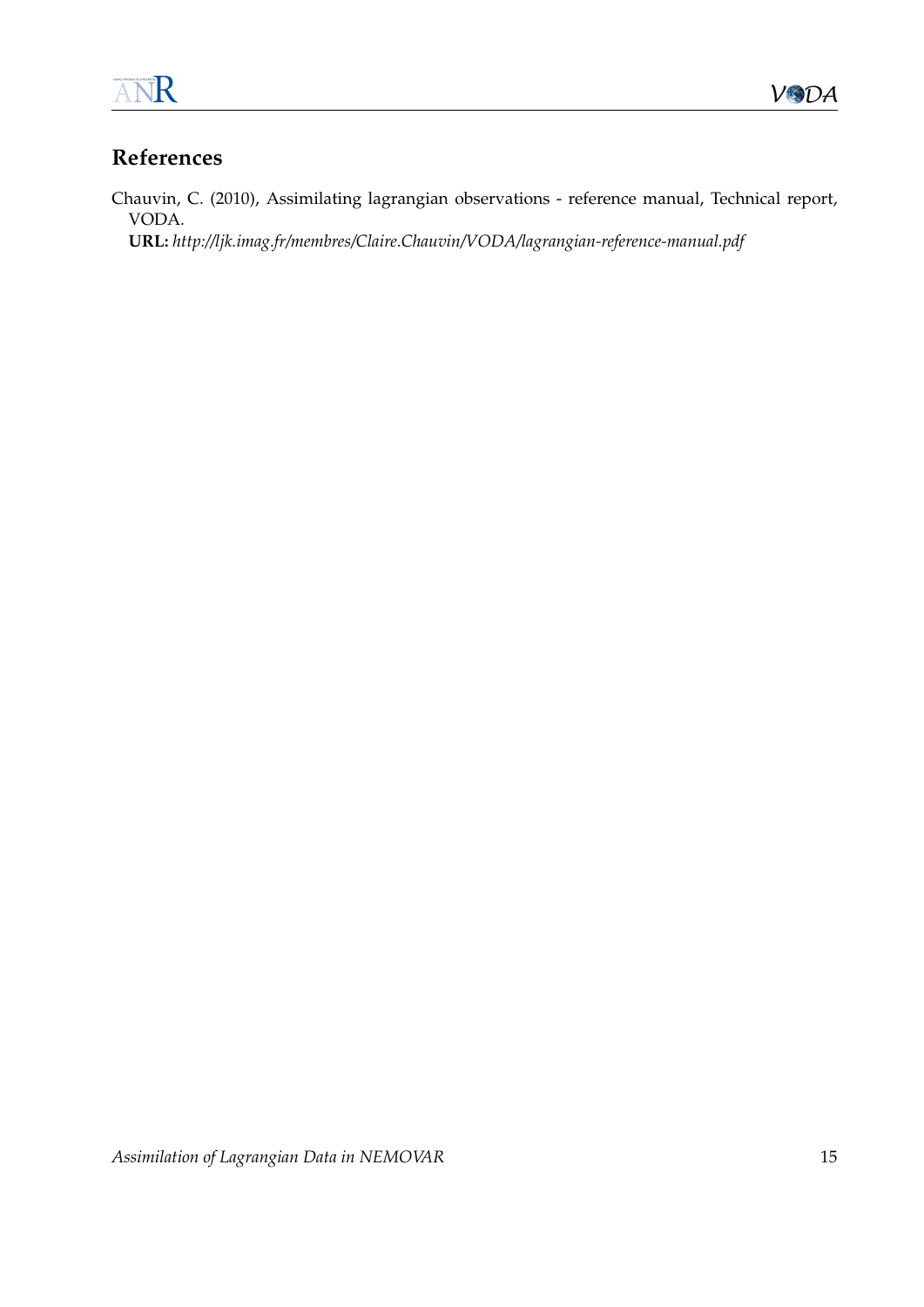# References

Chauvin, C. (2010), Assimilating lagrangian observations - reference manual, Technical report, VODA.
**URL:** *http://ljk.imag.fr/membres/Claire.Chauvin/VODA/lagrangian-reference-manual.pdf*